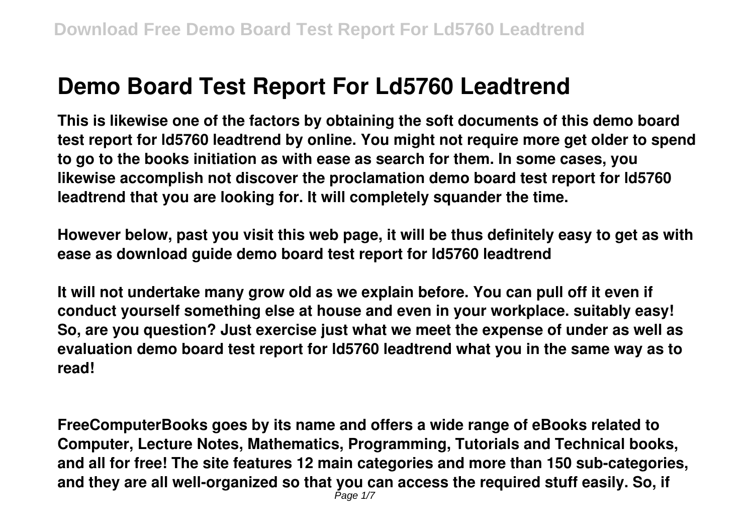# Demo Board Test Report For Ld5760 Leadtrend

**This is likewise one of the factors by obtaining the soft documents of this demo board test report for ld5760 leadtrend by online. You might not require more get older to spend to go to the books initiation as with ease as search for them. In some cases, you likewise accomplish not discover the proclamation demo board test report for ld5760 leadtrend that you are looking for. It will completely squander the time.**

**However below, past you visit this web page, it will be thus definitely easy to get as with ease as download guide demo board test report for ld5760 leadtrend**

**It will not undertake many grow old as we explain before. You can pull off it even if conduct yourself something else at house and even in your workplace. suitably easy! So, are you question? Just exercise just what we meet the expense of under as well as evaluation demo board test report for ld5760 leadtrend what you in the same way as to read!**

**FreeComputerBooks goes by its name and offers a wide range of eBooks related to Computer, Lecture Notes, Mathematics, Programming, Tutorials and Technical books, and all for free! The site features 12 main categories and more than 150 sub-categories, and they are all well-organized so that you can access the required stuff easily. So, if**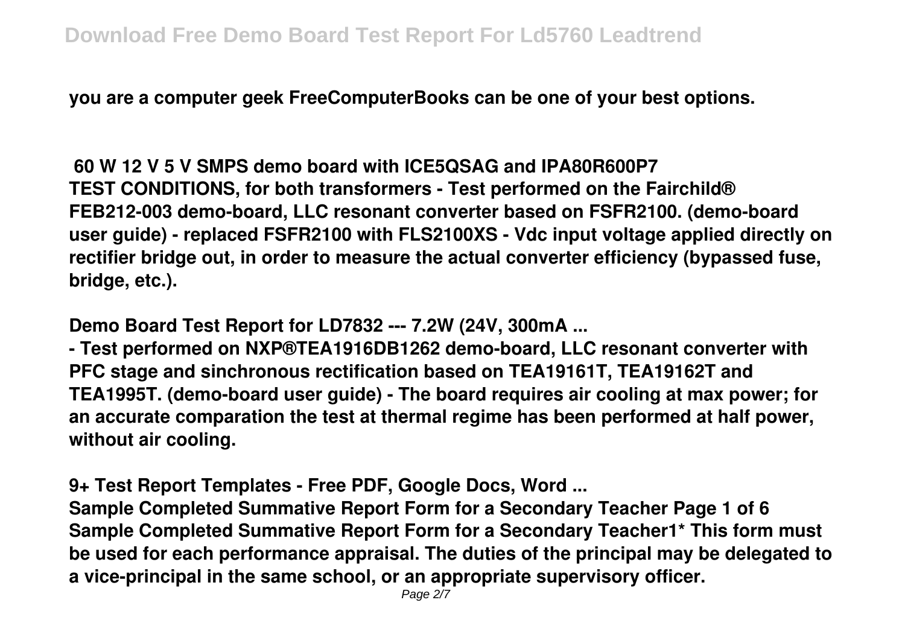you are a computer geek FreeComputerBooks can be one of your best options.

## 60 W 12 V 5 V SMPS demo board with ICE5QSAG and IPA80R600P7

TEST CONDITIONS, for both transformers - Test performed on the Fairchild® FEB212-003 demo-board, LLC resonant converter based on FSFR2100. (demo-board user guide) - replaced FSFR2100 with FLS2100XS - Vdc input voltage applied directly on rectifier bridge out, in order to measure the actual converter efficiency (bypassed fuse, bridge, etc.).

## Demo Board Test Report for LD7832 --- 7.2W (24V, 300mA ...

- Test performed on NXP®TEA1916DB1262 demo-board, LLC resonant converter with PFC stage and sinchronous rectification based on TEA19161T, TEA19162T and TEA1995T. (demo-board user guide) - The board requires air cooling at max power; for an accurate comparation the test at thermal regime has been performed at half power, without air cooling.

## 9+ Test Report Templates - Free PDF, Google Docs, Word ...

Sample Completed Summative Report Form for a Secondary Teacher Page 1 of 6 Sample Completed Summative Report Form for a Secondary Teacher1* This form must be used for each performance appraisal. The duties of the principal may be delegated to a vice-principal in the same school, or an appropriate supervisory officer.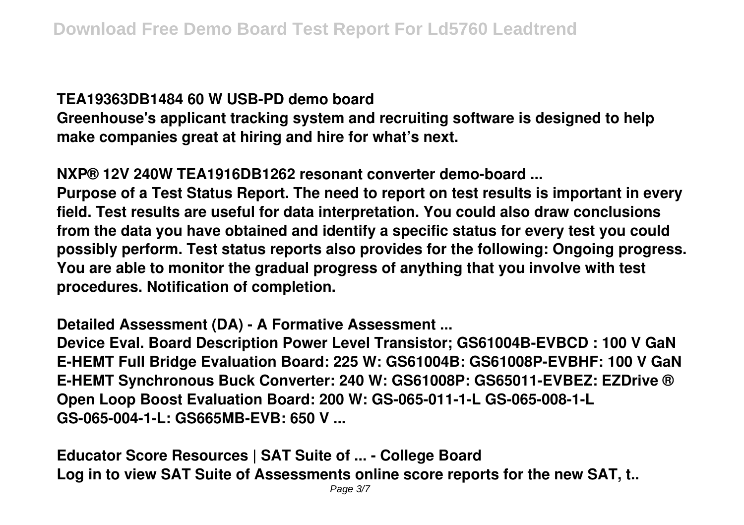**TEA19363DB1484 60 W USB-PD demo board**

**Greenhouse's applicant tracking system and recruiting software is designed to help make companies great at hiring and hire for what's next.**

**NXP® 12V 240W TEA1916DB1262 resonant converter demo-board ...**

**Purpose of a Test Status Report. The need to report on test results is important in every field. Test results are useful for data interpretation. You could also draw conclusions from the data you have obtained and identify a specific status for every test you could possibly perform. Test status reports also provides for the following: Ongoing progress. You are able to monitor the gradual progress of anything that you involve with test procedures. Notification of completion.**

**Detailed Assessment (DA) - A Formative Assessment ...**

**Device Eval. Board Description Power Level Transistor; GS61004B-EVBCD : 100 V GaN E-HEMT Full Bridge Evaluation Board: 225 W: GS61004B: GS61008P-EVBHF: 100 V GaN E-HEMT Synchronous Buck Converter: 240 W: GS61008P: GS65011-EVBEZ: EZDrive ® Open Loop Boost Evaluation Board: 200 W: GS-065-011-1-L GS-065-008-1-L GS-065-004-1-L: GS665MB-EVB: 650 V ...**

**Educator Score Resources | SAT Suite of ... - College Board**

**Log in to view SAT Suite of Assessments online score reports for the new SAT, t..**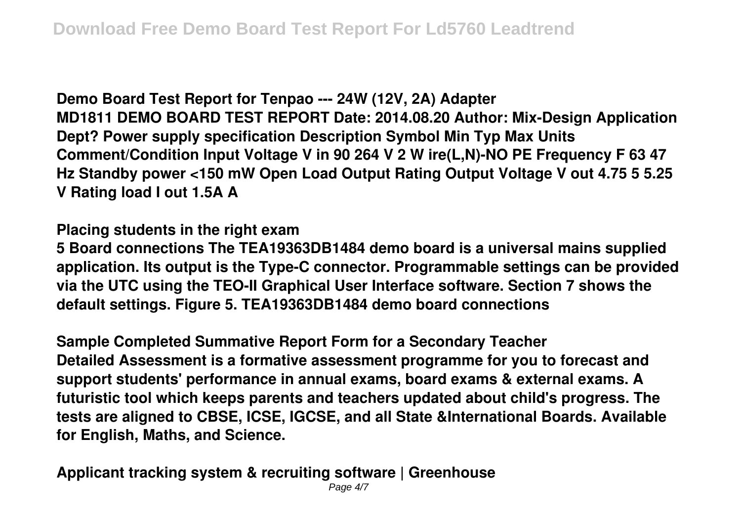**Demo Board Test Report for Tenpao --- 24W (12V, 2A) Adapter**

**MD1811 DEMO BOARD TEST REPORT Date: 2014.08.20 Author: Mix-Design Application Dept? Power supply specification Description Symbol Min Typ Max Units Comment/Condition Input Voltage V in 90 264 V 2 W ire(L,N)-NO PE Frequency F 63 47 Hz Standby power <150 mW Open Load Output Rating Output Voltage V out 4.75 5 5.25 V Rating load I out 1.5A A**

**Placing students in the right exam**

**5 Board connections The TEA19363DB1484 demo board is a universal mains supplied application. Its output is the Type-C connector. Programmable settings can be provided via the UTC using the TEO-II Graphical User Interface software. Section 7 shows the default settings. Figure 5. TEA19363DB1484 demo board connections**

**Sample Completed Summative Report Form for a Secondary Teacher**

**Detailed Assessment is a formative assessment programme for you to forecast and support students' performance in annual exams, board exams & external exams. A futuristic tool which keeps parents and teachers updated about child's progress. The tests are aligned to CBSE, ICSE, IGCSE, and all State &International Boards. Available for English, Maths, and Science.**

**Applicant tracking system & recruiting software | Greenhouse**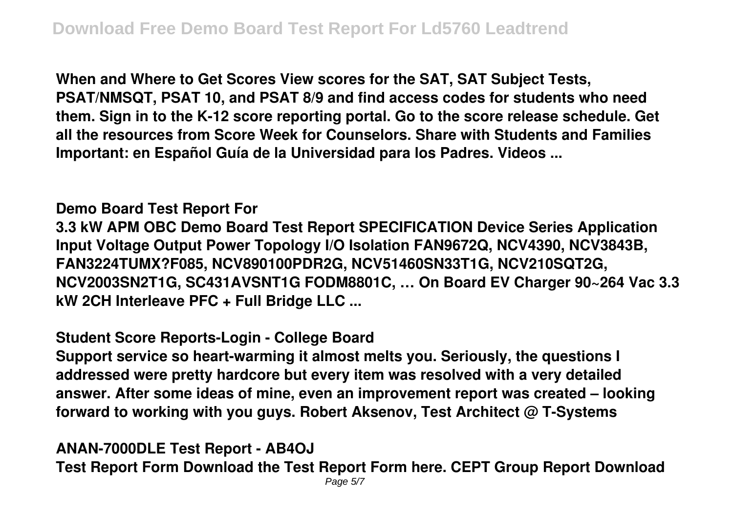When and Where to Get Scores View scores for the SAT, SAT Subject Tests, PSAT/NMSQT, PSAT 10, and PSAT 8/9 and find access codes for students who need them. Sign in to the K-12 score reporting portal. Go to the score release schedule. Get all the resources from Score Week for Counselors. Share with Students and Families Important: en Español Guía de la Universidad para los Padres. Videos ...

## Demo Board Test Report For

3.3 kW APM OBC Demo Board Test Report SPECIFICATION Device Series Application Input Voltage Output Power Topology I/O Isolation FAN9672Q, NCV4390, NCV3843B, FAN3224TUMX?F085, NCV890100PDR2G, NCV51460SN33T1G, NCV210SQT2G, NCV2003SN2T1G, SC431AVSNT1G FODM8801C, … On Board EV Charger 90~264 Vac 3.3 kW 2CH Interleave PFC + Full Bridge LLC ...

## Student Score Reports-Login - College Board

Support service so heart-warming it almost melts you. Seriously, the questions I addressed were pretty hardcore but every item was resolved with a very detailed answer. After some ideas of mine, even an improvement report was created – looking forward to working with you guys. Robert Aksenov, Test Architect @ T-Systems

## ANAN-7000DLE Test Report - AB4OJ

Test Report Form Download the Test Report Form here. CEPT Group Report Download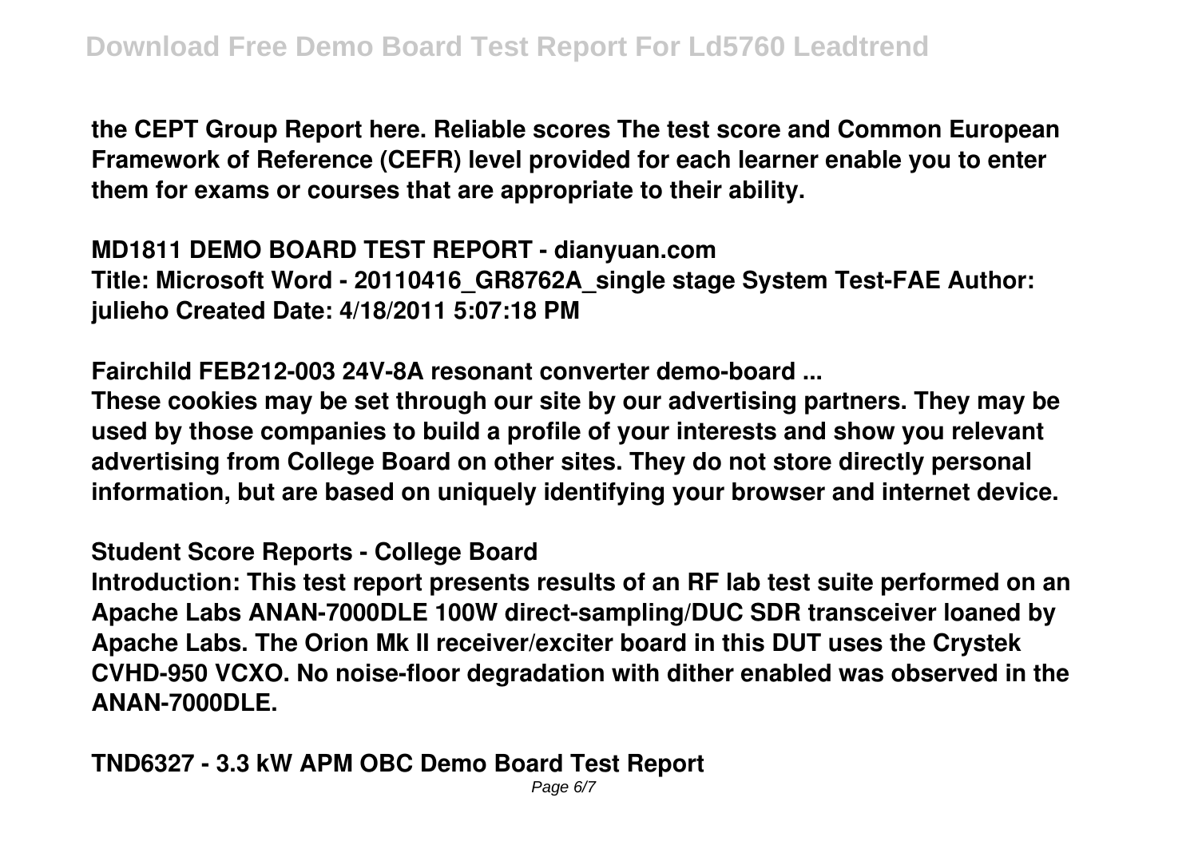the CEPT Group Report here. Reliable scores The test score and Common European Framework of Reference (CEFR) level provided for each learner enable you to enter them for exams or courses that are appropriate to their ability.

## MD1811 DEMO BOARD TEST REPORT - dianyuan.com

Title: Microsoft Word - 20110416_GR8762A_single stage System Test-FAE Author: julieho Created Date: 4/18/2011 5:07:18 PM

## Fairchild FEB212-003 24V-8A resonant converter demo-board ...

These cookies may be set through our site by our advertising partners. They may be used by those companies to build a profile of your interests and show you relevant advertising from College Board on other sites. They do not store directly personal information, but are based on uniquely identifying your browser and internet device.

## Student Score Reports - College Board

Introduction: This test report presents results of an RF lab test suite performed on an Apache Labs ANAN-7000DLE 100W direct-sampling/DUC SDR transceiver loaned by Apache Labs. The Orion Mk II receiver/exciter board in this DUT uses the Crystek CVHD-950 VCXO. No noise-floor degradation with dither enabled was observed in the ANAN-7000DLE.

## TND6327 - 3.3 kW APM OBC Demo Board Test Report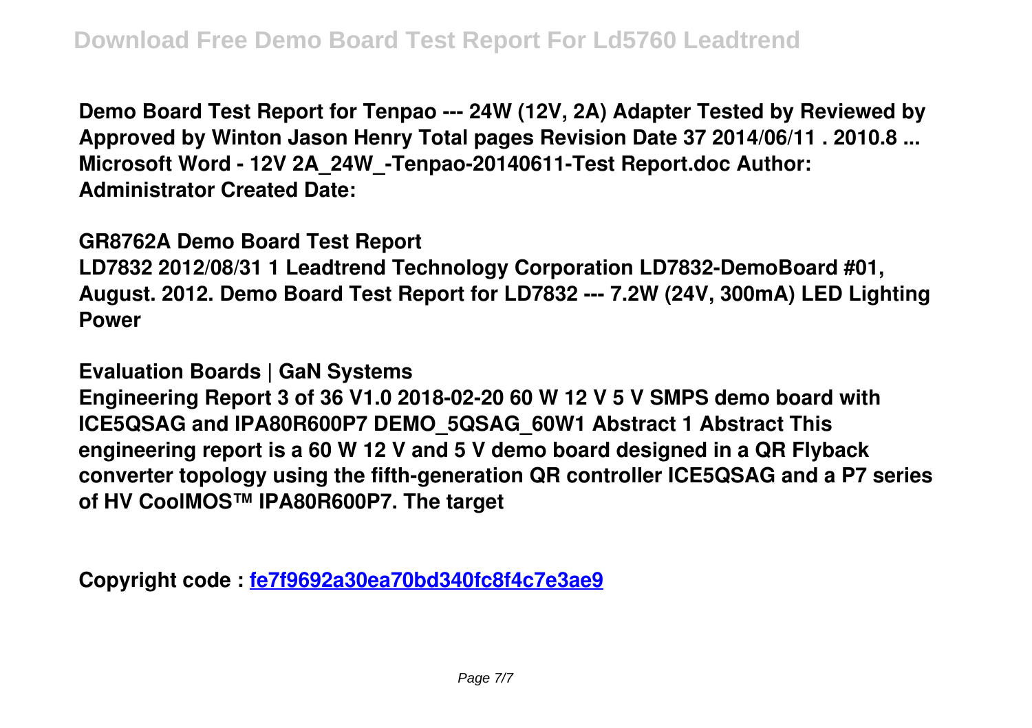**Demo Board Test Report for Tenpao --- 24W (12V, 2A) Adapter Tested by Reviewed by Approved by Winton Jason Henry Total pages Revision Date 37 2014/06/11 . 2010.8 ... Microsoft Word - 12V 2A_24W_-Tenpao-20140611-Test Report.doc Author: Administrator Created Date:**

**GR8762A Demo Board Test Report**

**LD7832 2012/08/31 1 Leadtrend Technology Corporation LD7832-DemoBoard #01, August. 2012. Demo Board Test Report for LD7832 --- 7.2W (24V, 300mA) LED Lighting Power**

**Evaluation Boards | GaN Systems**

**Engineering Report 3 of 36 V1.0 2018-02-20 60 W 12 V 5 V SMPS demo board with ICE5QSAG and IPA80R600P7 DEMO_5QSAG_60W1 Abstract 1 Abstract This engineering report is a 60 W 12 V and 5 V demo board designed in a QR Flyback converter topology using the fifth-generation QR controller ICE5QSAG and a P7 series of HV CoolMOS™ IPA80R600P7. The target**

**Copyright code : fe7f9692a30ea70bd340fc8f4c7e3ae9**